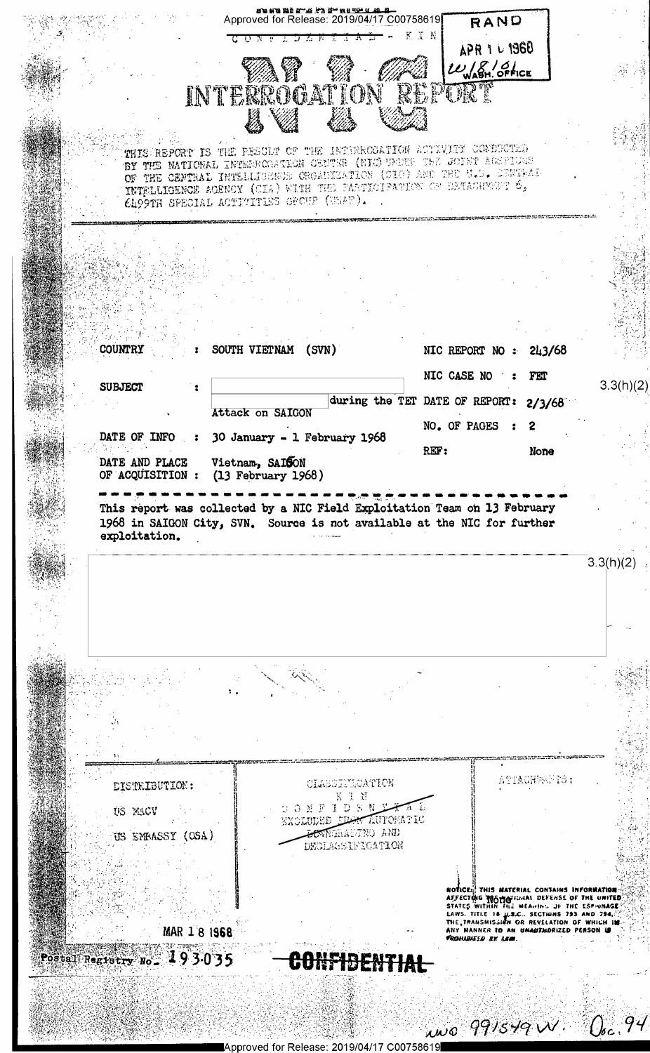Approved for Release: 2019/04/17 C00758619

CONFIDENTIAL - KIN

RAND
APR 1 0 1968
W/8161
WASH. OFFICE

# NIC INTERROGATION REPORT

THIS REPORT IS THE RESULT OF THE INTERROGATION ACTIVITY CONDUCTED BY THE NATIONAL INTERROGATION CENTER (NIC) UNDER THE JOINT AUSPICES OF THE CENTRAL INTELLIGENCE ORGANIZATION (CIO) AND THE U.S. CENTRAL INTELLIGENCE AGENCY (CIA) WITH THE PARTICIPATION OF DETACHMENT 6, 6499TH SPECIAL ACTIVITIES GROUP (USAF).

| | | | | |
|---|---|---|---|---|
| COUNTRY | : SOUTH VIETNAM (SVN) | NIC REPORT NO | : | 243/68 |
| SUBJECT | : [redacted] during the TET Attack on SAIGON | NIC CASE NO | : | FET |
| | | DATE OF REPORT: | | 2/3/68 |
| | | NO. OF PAGES | : | 2 |
| DATE OF INFO | : 30 January - 1 February 1968 | REF: | | None |
| DATE AND PLACE OF ACQUISITION | : Vietnam, SAIGON (13 February 1968) | | | |

3.3(h)(2)

This report was collected by a NIC Field Exploitation Team on 13 February 1968 in SAIGON City, SVN. Source is not available at the NIC for further exploitation.

[redacted] 3.3(h)(2)

| DISTRIBUTION: | CLASSIFICATION | ATTACHMENTS: |
|---|---|---|
| US MACV | KIN | None |
| US EMBASSY (OSA) | CONFIDENTIAL | |
| | EXCLUDED FROM AUTOMATIC DOWNGRADING AND DECLASSIFICATION | |

NOTICE: THIS MATERIAL CONTAINS INFORMATION AFFECTING THE NATIONAL DEFENSE OF THE UNITED STATES WITHIN THE MEANING OF THE ESPIONAGE LAWS. TITLE 18 U.S.C., SECTIONS 793 AND 794, THE TRANSMISSION OR REVELATION OF WHICH IN ANY MANNER TO AN UNAUTHORIZED PERSON IS PROHIBITED BY LAW.

MAR 18 1968

Postal Registry No. 193035

CONFIDENTIAL

AWO 991549 W. Doc. 94

Approved for Release: 2019/04/17 C00758619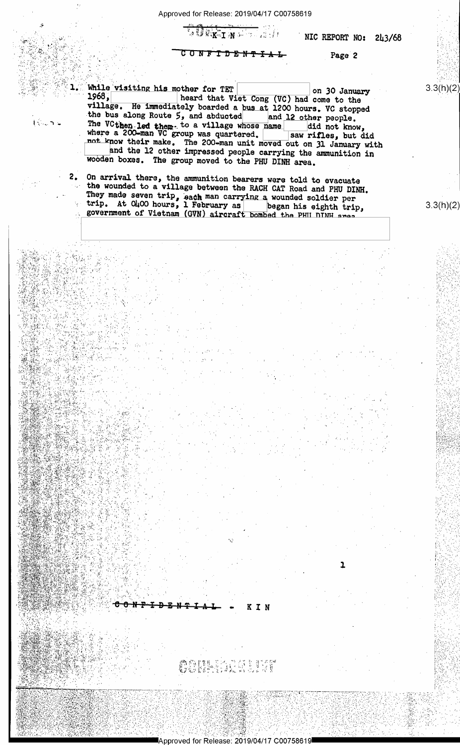CONFIDENTIAL

NIC REPORT NO: 243/68

1. While visiting his mother for TET [redacted] on 30 January 1968, [redacted] heard that Viet Cong (VC) had come to the village. He immediately boarded a bus at 1200 hours. VC stopped the bus along Route 5, and abducted [redacted] and 12 other people. The VC then led them to a village whose name [redacted] did not know, where a 200-man VC group was quartered. [redacted] saw rifles, but did not know their make. The 200-man unit moved out on 31 January with [redacted] and the 12 other impressed people carrying the ammunition in wooden boxes. The group moved to the PHU DINH area.

3.3(h)(2)

2. On arrival there, the ammunition bearers were told to evacuate the wounded to a village between the RACH CAT Road and PHU DINH. They made seven trip, each man carrying a wounded soldier per trip. At 0400 hours, 1 February as [redacted] began his eighth trip, government of Vietnam (GVN) aircraft bombed the PHU DINH area.

3.3(h)(2)

[redacted]

1

CONFIDENTIAL - KIN